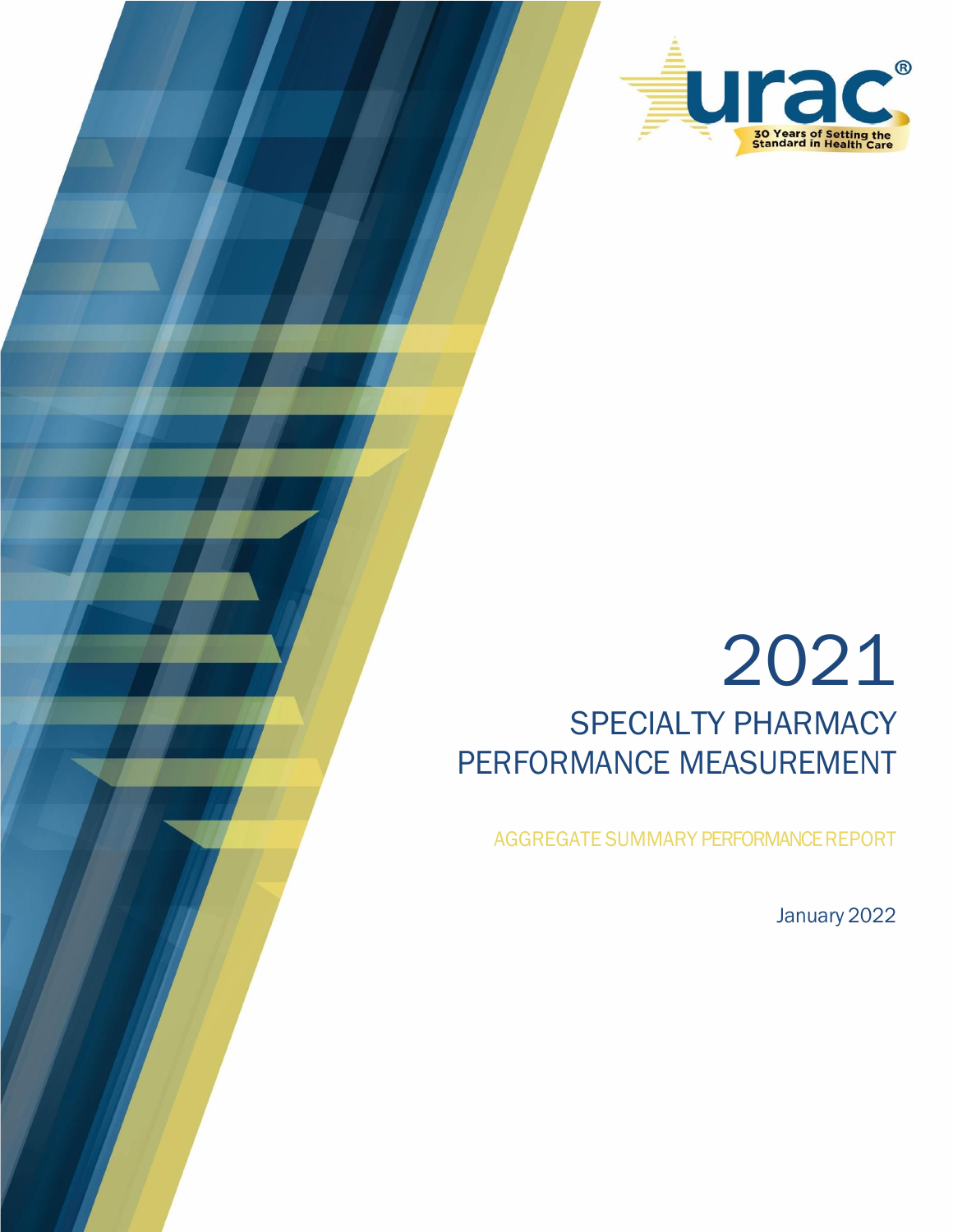urac®

30 Years of Setting the Standard in Health Care

# 2021

## SPECIALTY PHARMACY PERFORMANCE MEASUREMENT

AGGREGATE SUMMARY PERFORMANCE REPORT

January 2022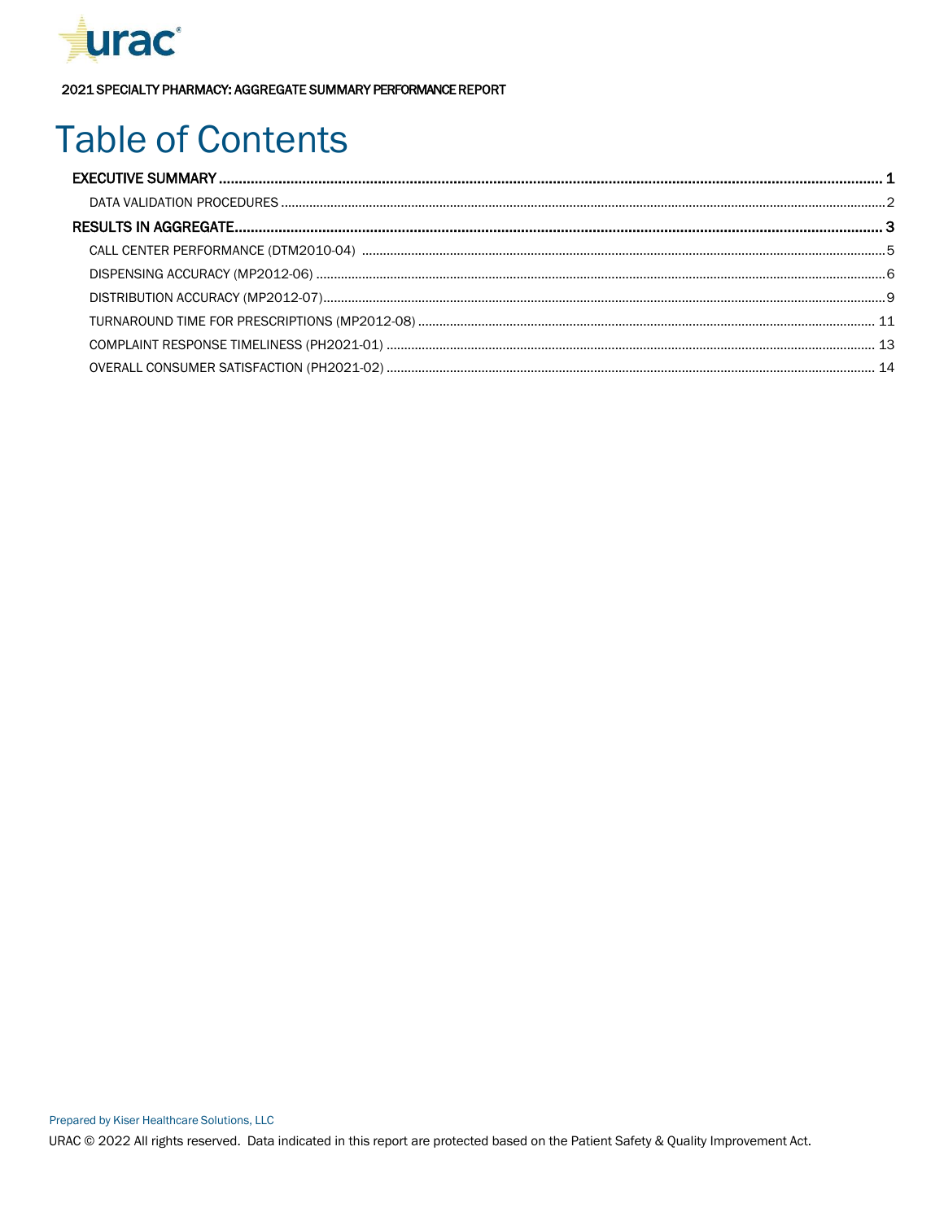# Table of Contents

- EXECUTIVE SUMMARY ..... 1
  - DATA VALIDATION PROCEDURES ..... 2
- RESULTS IN AGGREGATE ..... 3
  - CALL CENTER PERFORMANCE (DTM2010-04) ..... 5
  - DISPENSING ACCURACY (MP2012-06) ..... 6
  - DISTRIBUTION ACCURACY (MP2012-07) ..... 9
  - TURNAROUND TIME FOR PRESCRIPTIONS (MP2012-08) ..... 11
  - COMPLAINT RESPONSE TIMELINESS (PH2021-01) ..... 13
  - OVERALL CONSUMER SATISFACTION (PH2021-02) ..... 14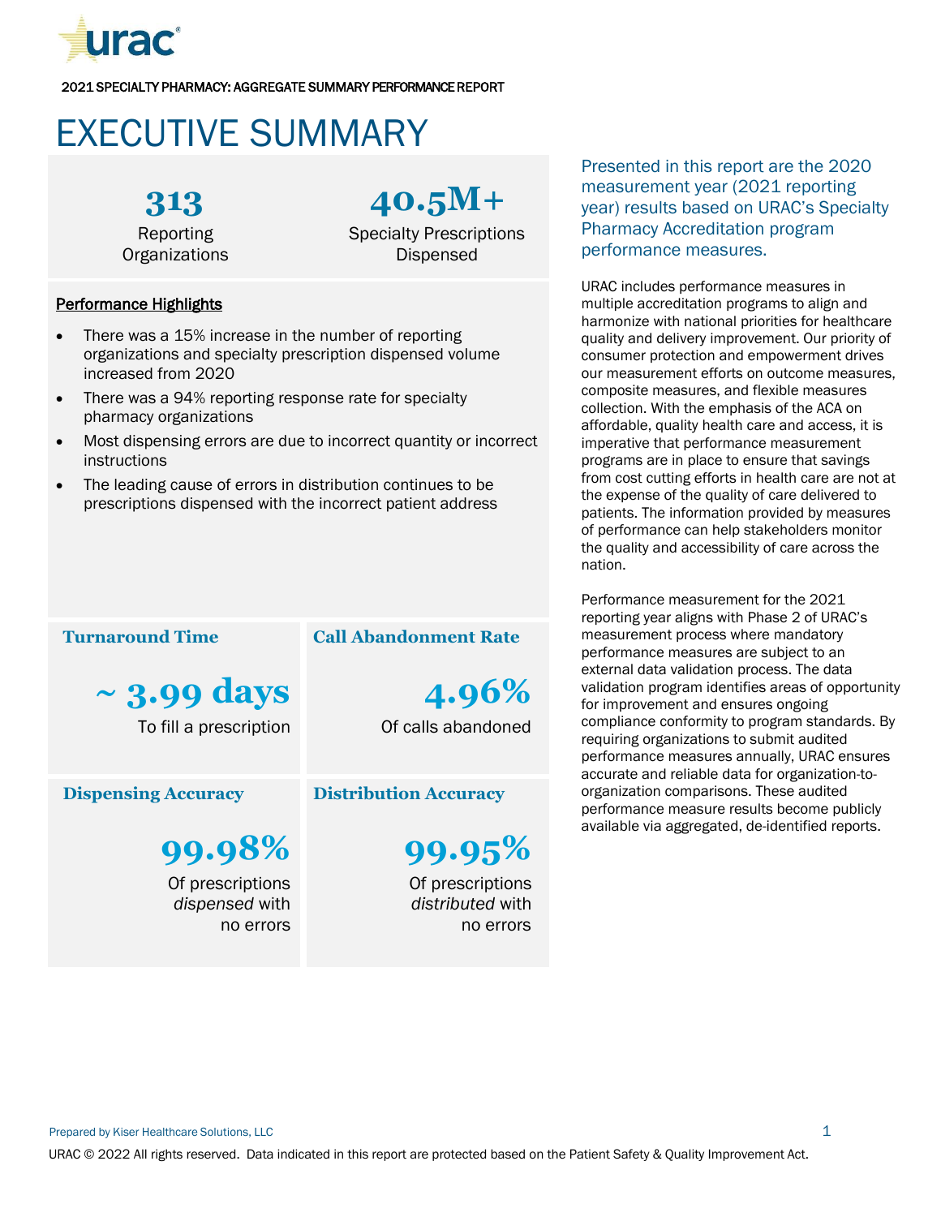2021 SPECIALTY PHARMACY: AGGREGATE SUMMARY PERFORMANCE REPORT

# EXECUTIVE SUMMARY

**313**
Reporting Organizations

**40.5M+**
Specialty Prescriptions Dispensed

**Performance Highlights**

- There was a 15% increase in the number of reporting organizations and specialty prescription dispensed volume increased from 2020
- There was a 94% reporting response rate for specialty pharmacy organizations
- Most dispensing errors are due to incorrect quantity or incorrect instructions
- The leading cause of errors in distribution continues to be prescriptions dispensed with the incorrect patient address

### Turnaround Time

**~ 3.99 days**
To fill a prescription

### Call Abandonment Rate

**4.96%**
Of calls abandoned

### Dispensing Accuracy

**99.98%**
Of prescriptions *dispensed* with no errors

### Distribution Accuracy

**99.95%**
Of prescriptions *distributed* with no errors

Presented in this report are the 2020 measurement year (2021 reporting year) results based on URAC's Specialty Pharmacy Accreditation program performance measures.

URAC includes performance measures in multiple accreditation programs to align and harmonize with national priorities for healthcare quality and delivery improvement. Our priority of consumer protection and empowerment drives our measurement efforts on outcome measures, composite measures, and flexible measures collection. With the emphasis of the ACA on affordable, quality health care and access, it is imperative that performance measurement programs are in place to ensure that savings from cost cutting efforts in health care are not at the expense of the quality of care delivered to patients. The information provided by measures of performance can help stakeholders monitor the quality and accessibility of care across the nation.

Performance measurement for the 2021 reporting year aligns with Phase 2 of URAC's measurement process where mandatory performance measures are subject to an external data validation process. The data validation program identifies areas of opportunity for improvement and ensures ongoing compliance conformity to program standards. By requiring organizations to submit audited performance measures annually, URAC ensures accurate and reliable data for organization-to-organization comparisons. These audited performance measure results become publicly available via aggregated, de-identified reports.

Prepared by Kiser Healthcare Solutions, LLC

URAC © 2022 All rights reserved. Data indicated in this report are protected based on the Patient Safety & Quality Improvement Act.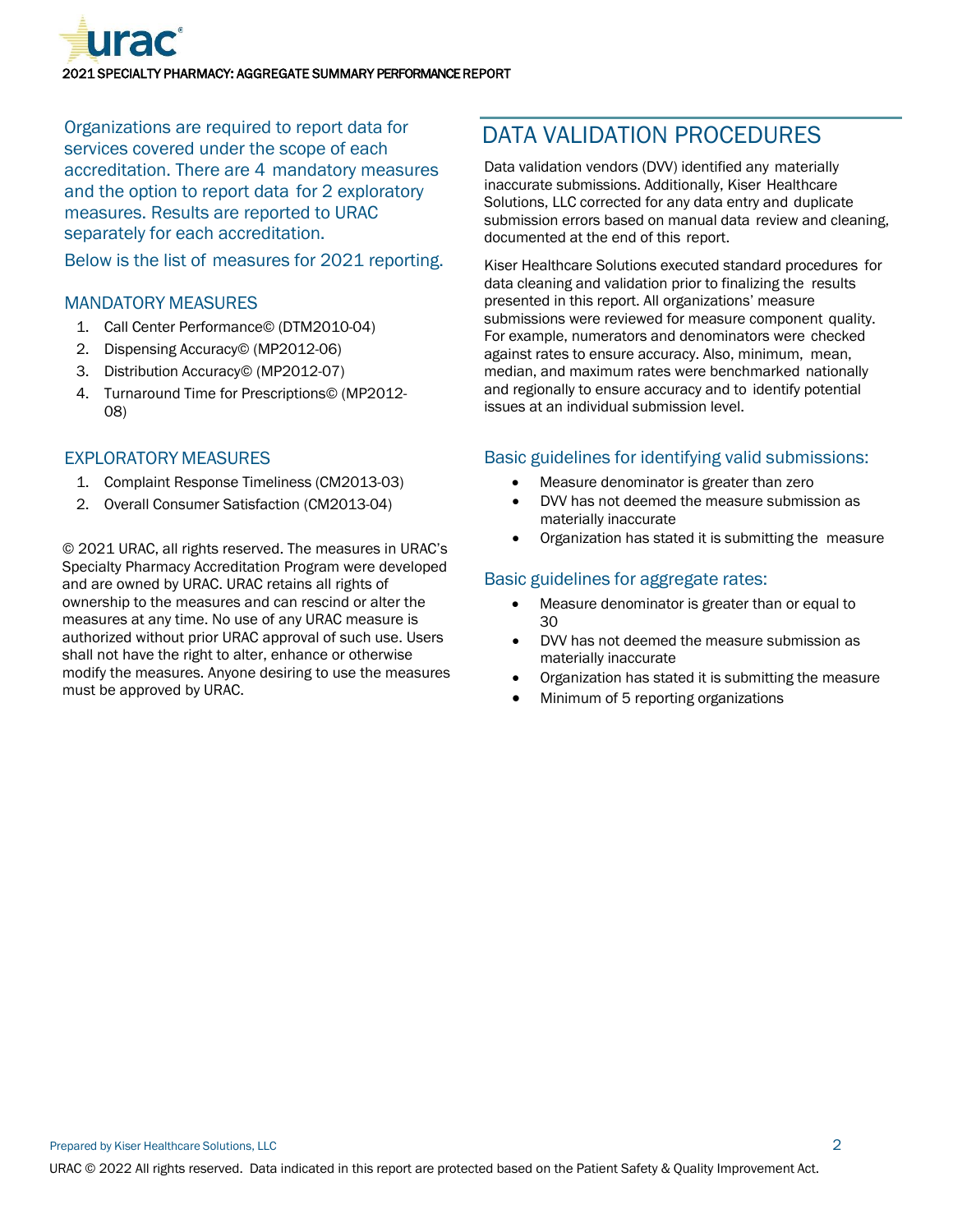Organizations are required to report data for services covered under the scope of each accreditation. There are 4 mandatory measures and the option to report data for 2 exploratory measures. Results are reported to URAC separately for each accreditation.

Below is the list of measures for 2021 reporting.

### MANDATORY MEASURES

1. Call Center Performance© (DTM2010-04)
2. Dispensing Accuracy© (MP2012-06)
3. Distribution Accuracy© (MP2012-07)
4. Turnaround Time for Prescriptions© (MP2012-08)

### EXPLORATORY MEASURES

1. Complaint Response Timeliness (CM2013-03)
2. Overall Consumer Satisfaction (CM2013-04)

© 2021 URAC, all rights reserved. The measures in URAC's Specialty Pharmacy Accreditation Program were developed and are owned by URAC. URAC retains all rights of ownership to the measures and can rescind or alter the measures at any time. No use of any URAC measure is authorized without prior URAC approval of such use. Users shall not have the right to alter, enhance or otherwise modify the measures. Anyone desiring to use the measures must be approved by URAC.

## DATA VALIDATION PROCEDURES

Data validation vendors (DVV) identified any materially inaccurate submissions. Additionally, Kiser Healthcare Solutions, LLC corrected for any data entry and duplicate submission errors based on manual data review and cleaning, documented at the end of this report.

Kiser Healthcare Solutions executed standard procedures for data cleaning and validation prior to finalizing the results presented in this report. All organizations' measure submissions were reviewed for measure component quality. For example, numerators and denominators were checked against rates to ensure accuracy. Also, minimum, mean, median, and maximum rates were benchmarked nationally and regionally to ensure accuracy and to identify potential issues at an individual submission level.

### Basic guidelines for identifying valid submissions:

- Measure denominator is greater than zero
- DVV has not deemed the measure submission as materially inaccurate
- Organization has stated it is submitting the measure

### Basic guidelines for aggregate rates:

- Measure denominator is greater than or equal to 30
- DVV has not deemed the measure submission as materially inaccurate
- Organization has stated it is submitting the measure
- Minimum of 5 reporting organizations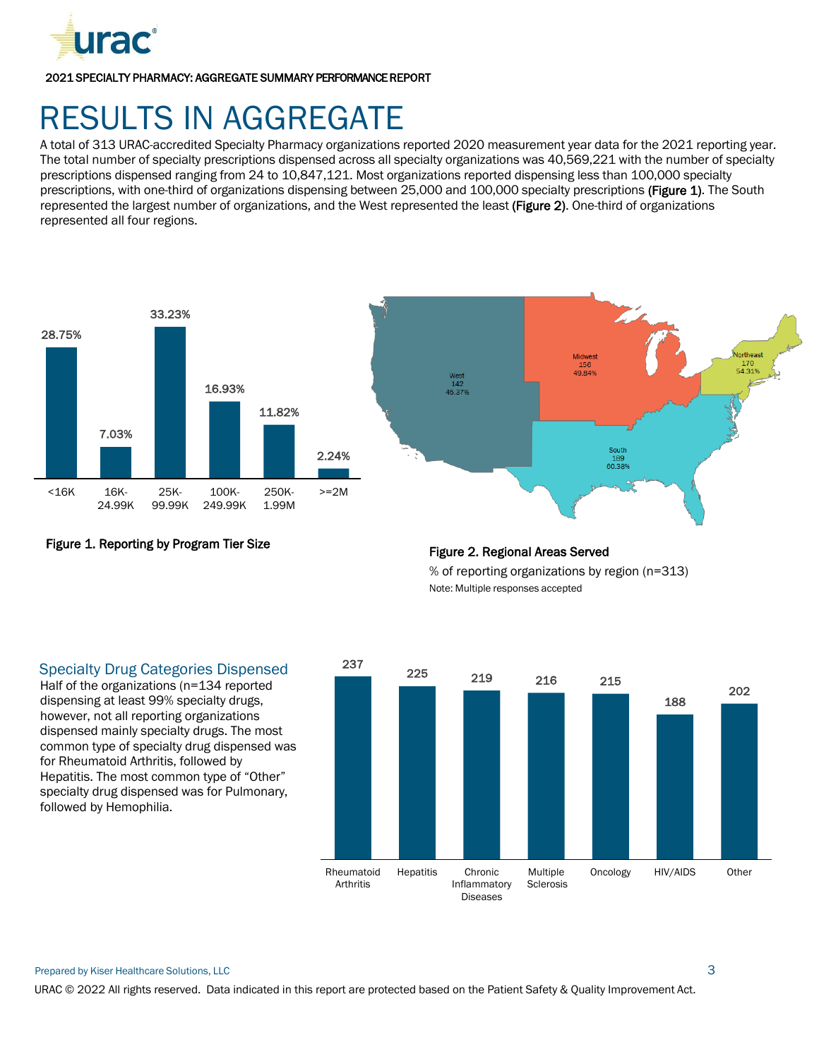# RESULTS IN AGGREGATE

A total of 313 URAC-accredited Specialty Pharmacy organizations reported 2020 measurement year data for the 2021 reporting year. The total number of specialty prescriptions dispensed across all specialty organizations was 40,569,221 with the number of specialty prescriptions dispensed ranging from 24 to 10,847,121. Most organizations reported dispensing less than 100,000 specialty prescriptions, with one-third of organizations dispensing between 25,000 and 100,000 specialty prescriptions **(Figure 1)**. The South represented the largest number of organizations, and the West represented the least **(Figure 2)**. One-third of organizations represented all four regions.

| <16K | 16K-24.99K | 25K-99.99K | 100K-249.99K | 250K-1.99M | >=2M |
|---|---|---|---|---|---|
| 28.75% | 7.03% | 33.23% | 16.93% | 11.82% | 2.24% |

**Figure 1. Reporting by Program Tier Size**

| Region | Count | % |
|---|---|---|
| West | 142 | 45.37% |
| Midwest | 156 | 49.84% |
| Northeast | 170 | 54.31% |
| South | 189 | 60.38% |

**Figure 2. Regional Areas Served**

% of reporting organizations by region (n=313)

Note: Multiple responses accepted

## Specialty Drug Categories Dispensed

Half of the organizations (n=134 reported dispensing at least 99% specialty drugs, however, not all reporting organizations dispensed mainly specialty drugs. The most common type of specialty drug dispensed was for Rheumatoid Arthritis, followed by Hepatitis. The most common type of "Other" specialty drug dispensed was for Pulmonary, followed by Hemophilia.

| Rheumatoid Arthritis | Hepatitis | Chronic Inflammatory Diseases | Multiple Sclerosis | Oncology | HIV/AIDS | Other |
|---|---|---|---|---|---|---|
| 237 | 225 | 219 | 216 | 215 | 188 | 202 |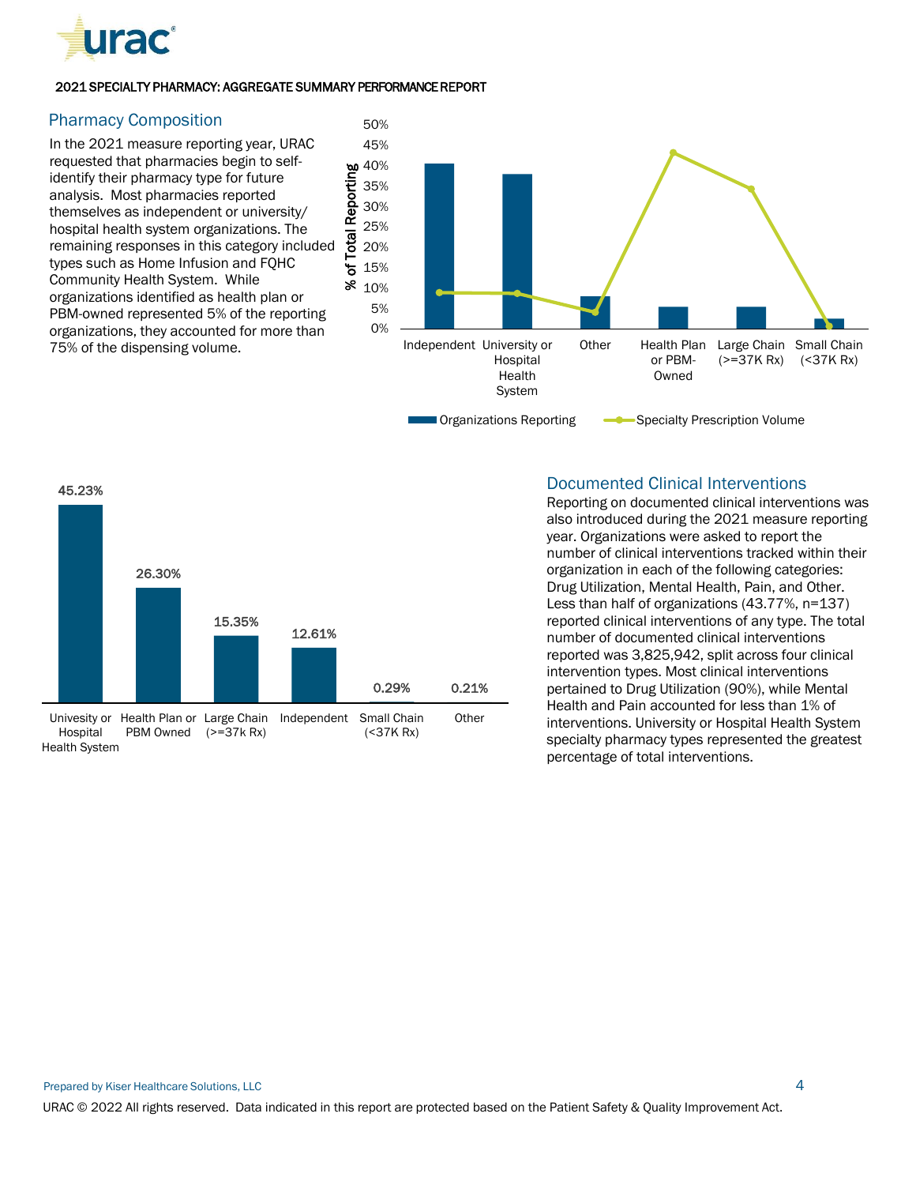## 2021 SPECIALTY PHARMACY: AGGREGATE SUMMARY PERFORMANCE REPORT

### Pharmacy Composition

In the 2021 measure reporting year, URAC requested that pharmacies begin to self-identify their pharmacy type for future analysis. Most pharmacies reported themselves as independent or university/ hospital health system organizations. The remaining responses in this category included types such as Home Infusion and FQHC Community Health System. While organizations identified as health plan or PBM-owned represented 5% of the reporting organizations, they accounted for more than 75% of the dispensing volume.

| | 45.23% | 26.30% | 15.35% | 12.61% | 0.29% | 0.21% |
|---|---|---|---|---|---|---|
| | Univesity or Hospital Health System | Health Plan or PBM Owned | Large Chain (>=37k Rx) | Independent | Small Chain (<37K Rx) | Other |

### Documented Clinical Interventions

Reporting on documented clinical interventions was also introduced during the 2021 measure reporting year. Organizations were asked to report the number of clinical interventions tracked within their organization in each of the following categories: Drug Utilization, Mental Health, Pain, and Other. Less than half of organizations (43.77%, n=137) reported clinical interventions of any type. The total number of documented clinical interventions reported was 3,825,942, split across four clinical intervention types. Most clinical interventions pertained to Drug Utilization (90%), while Mental Health and Pain accounted for less than 1% of interventions. University or Hospital Health System specialty pharmacy types represented the greatest percentage of total interventions.

Prepared by Kiser Healthcare Solutions, LLC

URAC © 2022 All rights reserved. Data indicated in this report are protected based on the Patient Safety & Quality Improvement Act.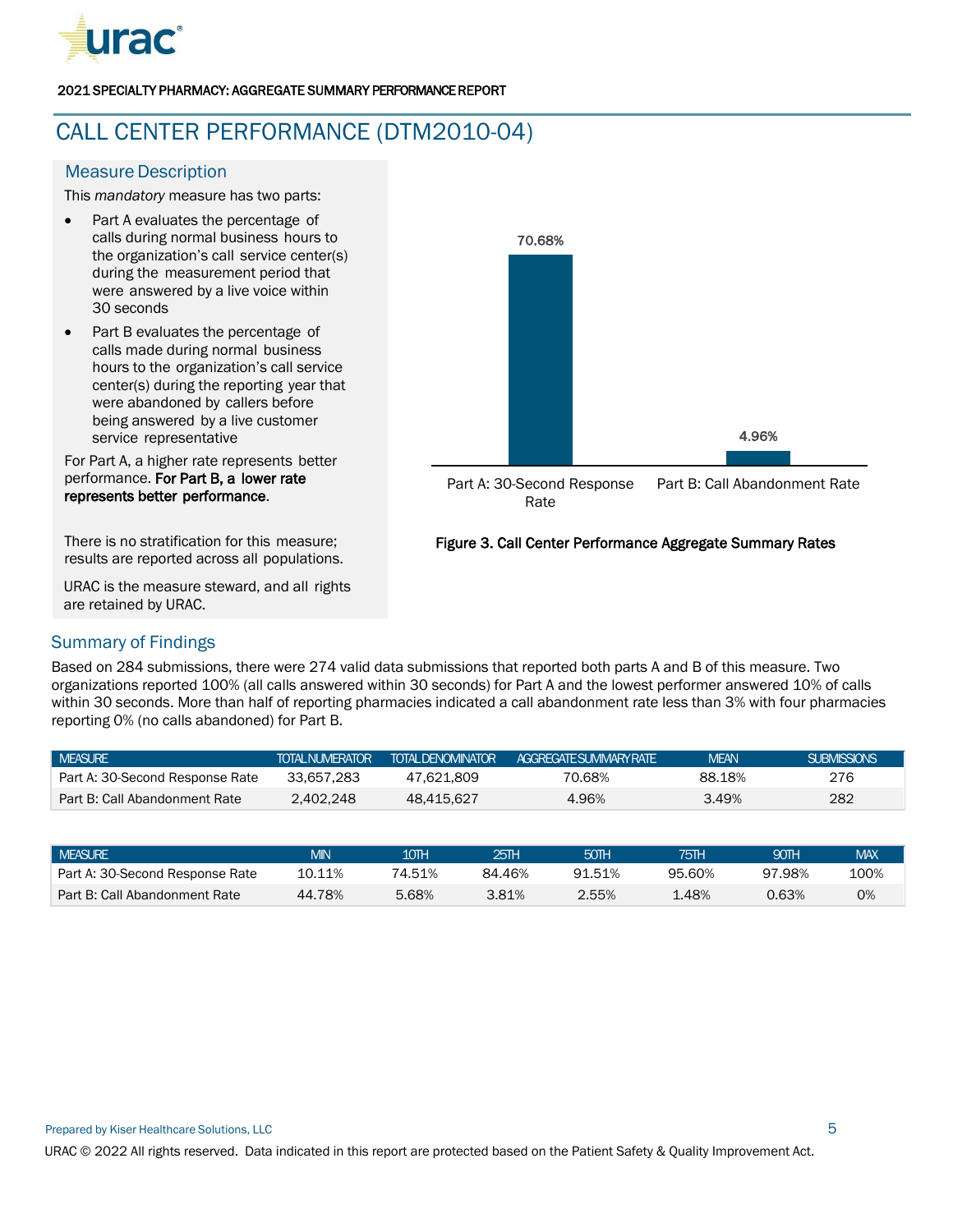2021 SPECIALTY PHARMACY: AGGREGATE SUMMARY PERFORMANCE REPORT

# CALL CENTER PERFORMANCE (DTM2010-04)

## Measure Description

This *mandatory* measure has two parts:

- Part A evaluates the percentage of calls during normal business hours to the organization's call service center(s) during the measurement period that were answered by a live voice within 30 seconds
- Part B evaluates the percentage of calls made during normal business hours to the organization's call service center(s) during the reporting year that were abandoned by callers before being answered by a live customer service representative

For Part A, a higher rate represents better performance. **For Part B, a lower rate represents better performance**.

There is no stratification for this measure; results are reported across all populations.

URAC is the measure steward, and all rights are retained by URAC.

70.68%

4.96%

Part A: 30-Second Response Rate | Part B: Call Abandonment Rate

**Figure 3. Call Center Performance Aggregate Summary Rates**

## Summary of Findings

Based on 284 submissions, there were 274 valid data submissions that reported both parts A and B of this measure. Two organizations reported 100% (all calls answered within 30 seconds) for Part A and the lowest performer answered 10% of calls within 30 seconds. More than half of reporting pharmacies indicated a call abandonment rate less than 3% with four pharmacies reporting 0% (no calls abandoned) for Part B.

| MEASURE | TOTAL NUMERATOR | TOTAL DENOMINATOR | AGGREGATE SUMMARY RATE | MEAN | SUBMISSIONS |
|---|---|---|---|---|---|
| Part A: 30-Second Response Rate | 33,657,283 | 47,621,809 | 70.68% | 88.18% | 276 |
| Part B: Call Abandonment Rate | 2,402,248 | 48,415,627 | 4.96% | 3.49% | 282 |

| MEASURE | MIN | 10TH | 25TH | 50TH | 75TH | 90TH | MAX |
|---|---|---|---|---|---|---|---|
| Part A: 30-Second Response Rate | 10.11% | 74.51% | 84.46% | 91.51% | 95.60% | 97.98% | 100% |
| Part B: Call Abandonment Rate | 44.78% | 5.68% | 3.81% | 2.55% | 1.48% | 0.63% | 0% |

Prepared by Kiser Healthcare Solutions, LLC

URAC © 2022 All rights reserved. Data indicated in this report are protected based on the Patient Safety & Quality Improvement Act.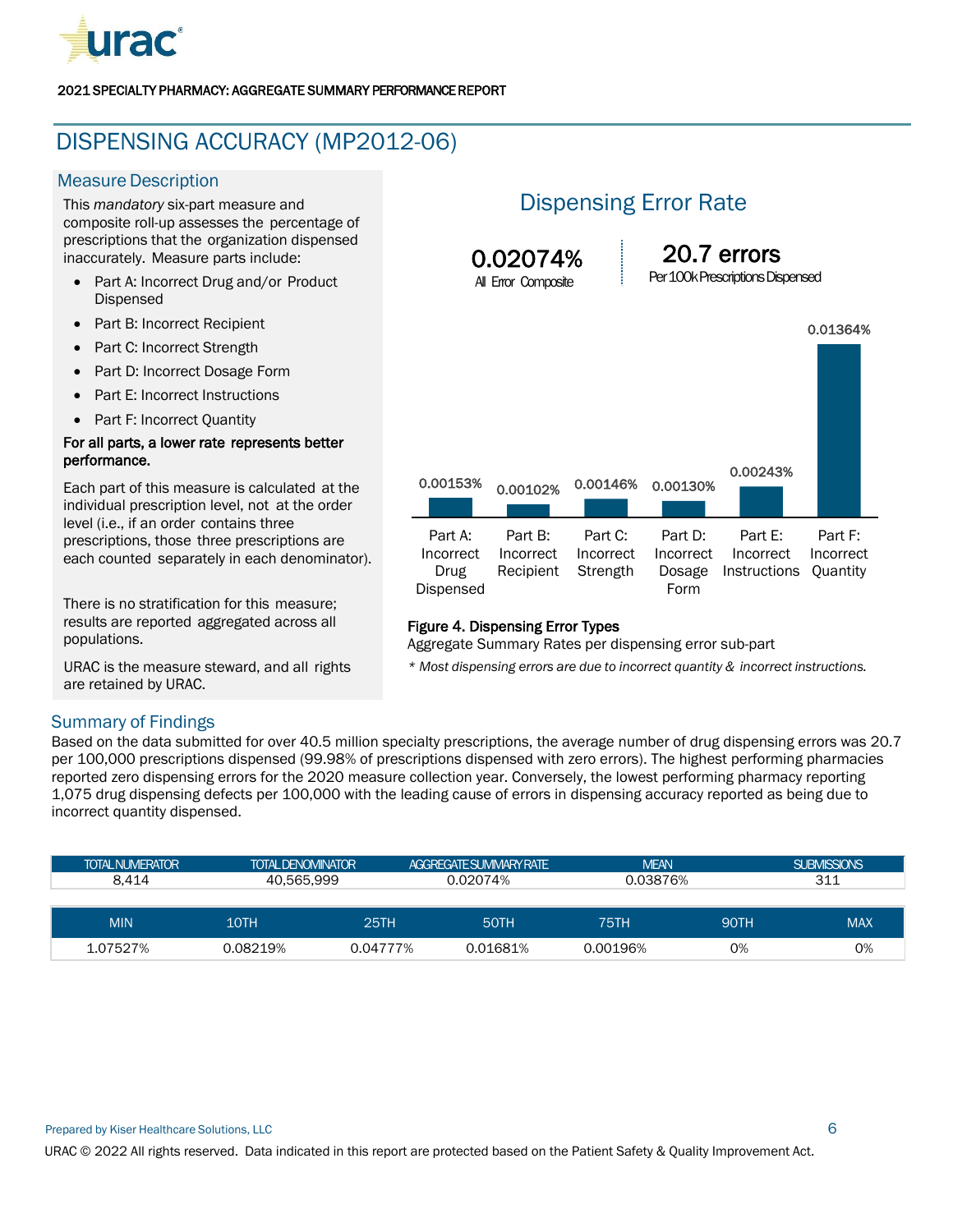2021 SPECIALTY PHARMACY: AGGREGATE SUMMARY PERFORMANCE REPORT

# DISPENSING ACCURACY (MP2012-06)

## Measure Description

This *mandatory* six-part measure and composite roll-up assesses the percentage of prescriptions that the organization dispensed inaccurately. Measure parts include:

- Part A: Incorrect Drug and/or Product Dispensed
- Part B: Incorrect Recipient
- Part C: Incorrect Strength
- Part D: Incorrect Dosage Form
- Part E: Incorrect Instructions
- Part F: Incorrect Quantity

**For all parts, a lower rate represents better performance.**

Each part of this measure is calculated at the individual prescription level, not at the order level (i.e., if an order contains three prescriptions, those three prescriptions are each counted separately in each denominator).

There is no stratification for this measure; results are reported aggregated across all populations.

URAC is the measure steward, and all rights are retained by URAC.

## Dispensing Error Rate

**0.02074%** All Error Composite

**20.7 errors** Per 100k Prescriptions Dispensed

| Error Type | Rate |
|---|---|
| Part A: Incorrect Drug Dispensed | 0.00153% |
| Part B: Incorrect Recipient | 0.00102% |
| Part C: Incorrect Strength | 0.00146% |
| Part D: Incorrect Dosage Form | 0.00130% |
| Part E: Incorrect Instructions | 0.00243% |
| Part F: Incorrect Quantity | 0.01364% |

**Figure 4. Dispensing Error Types**
Aggregate Summary Rates per dispensing error sub-part

*\* Most dispensing errors are due to incorrect quantity & incorrect instructions.*

## Summary of Findings

Based on the data submitted for over 40.5 million specialty prescriptions, the average number of drug dispensing errors was 20.7 per 100,000 prescriptions dispensed (99.98% of prescriptions dispensed with zero errors). The highest performing pharmacies reported zero dispensing errors for the 2020 measure collection year. Conversely, the lowest performing pharmacy reporting 1,075 drug dispensing defects per 100,000 with the leading cause of errors in dispensing accuracy reported as being due to incorrect quantity dispensed.

| TOTAL NUMERATOR | TOTAL DENOMINATOR | AGGREGATE SUMMARY RATE | MEAN | SUBMISSIONS |
|---|---|---|---|---|
| 8,414 | 40,565,999 | 0.02074% | 0.03876% | 311 |

| MIN | 10TH | 25TH | 50TH | 75TH | 90TH | MAX |
|---|---|---|---|---|---|---|
| 1.07527% | 0.08219% | 0.04777% | 0.01681% | 0.00196% | 0% | 0% |

Prepared by Kiser Healthcare Solutions, LLC

URAC © 2022 All rights reserved. Data indicated in this report are protected based on the Patient Safety & Quality Improvement Act.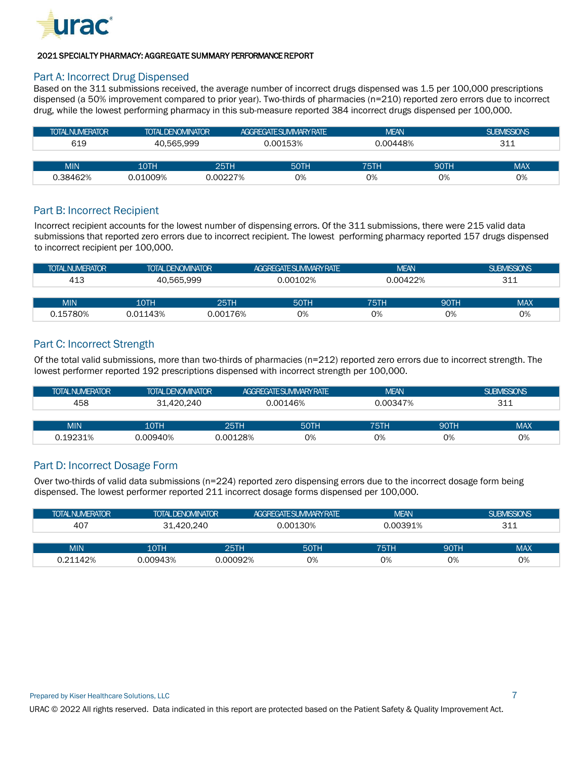2021 SPECIALTY PHARMACY: AGGREGATE SUMMARY PERFORMANCE REPORT

## Part A: Incorrect Drug Dispensed

Based on the 311 submissions received, the average number of incorrect drugs dispensed was 1.5 per 100,000 prescriptions dispensed (a 50% improvement compared to prior year). Two-thirds of pharmacies (n=210) reported zero errors due to incorrect drug, while the lowest performing pharmacy in this sub-measure reported 384 incorrect drugs dispensed per 100,000.

| TOTAL NUMERATOR | TOTAL DENOMINATOR | AGGREGATE SUMMARY RATE | MEAN | SUBMISSIONS |
|---|---|---|---|---|
| 619 | 40,565,999 | 0.00153% | 0.00448% | 311 |

| MIN | 10TH | 25TH | 50TH | 75TH | 90TH | MAX |
|---|---|---|---|---|---|---|
| 0.38462% | 0.01009% | 0.00227% | 0% | 0% | 0% | 0% |

## Part B: Incorrect Recipient

Incorrect recipient accounts for the lowest number of dispensing errors. Of the 311 submissions, there were 215 valid data submissions that reported zero errors due to incorrect recipient. The lowest performing pharmacy reported 157 drugs dispensed to incorrect recipient per 100,000.

| TOTAL NUMERATOR | TOTAL DENOMINATOR | AGGREGATE SUMMARY RATE | MEAN | SUBMISSIONS |
|---|---|---|---|---|
| 413 | 40,565,999 | 0.00102% | 0.00422% | 311 |

| MIN | 10TH | 25TH | 50TH | 75TH | 90TH | MAX |
|---|---|---|---|---|---|---|
| 0.15780% | 0.01143% | 0.00176% | 0% | 0% | 0% | 0% |

## Part C: Incorrect Strength

Of the total valid submissions, more than two-thirds of pharmacies (n=212) reported zero errors due to incorrect strength. The lowest performer reported 192 prescriptions dispensed with incorrect strength per 100,000.

| TOTAL NUMERATOR | TOTAL DENOMINATOR | AGGREGATE SUMMARY RATE | MEAN | SUBMISSIONS |
|---|---|---|---|---|
| 458 | 31,420,240 | 0.00146% | 0.00347% | 311 |

| MIN | 10TH | 25TH | 50TH | 75TH | 90TH | MAX |
|---|---|---|---|---|---|---|
| 0.19231% | 0.00940% | 0.00128% | 0% | 0% | 0% | 0% |

## Part D: Incorrect Dosage Form

Over two-thirds of valid data submissions (n=224) reported zero dispensing errors due to the incorrect dosage form being dispensed. The lowest performer reported 211 incorrect dosage forms dispensed per 100,000.

| TOTAL NUMERATOR | TOTAL DENOMINATOR | AGGREGATE SUMMARY RATE | MEAN | SUBMISSIONS |
|---|---|---|---|---|
| 407 | 31,420,240 | 0.00130% | 0.00391% | 311 |

| MIN | 10TH | 25TH | 50TH | 75TH | 90TH | MAX |
|---|---|---|---|---|---|---|
| 0.21142% | 0.00943% | 0.00092% | 0% | 0% | 0% | 0% |

Prepared by Kiser Healthcare Solutions, LLC

URAC © 2022 All rights reserved. Data indicated in this report are protected based on the Patient Safety & Quality Improvement Act.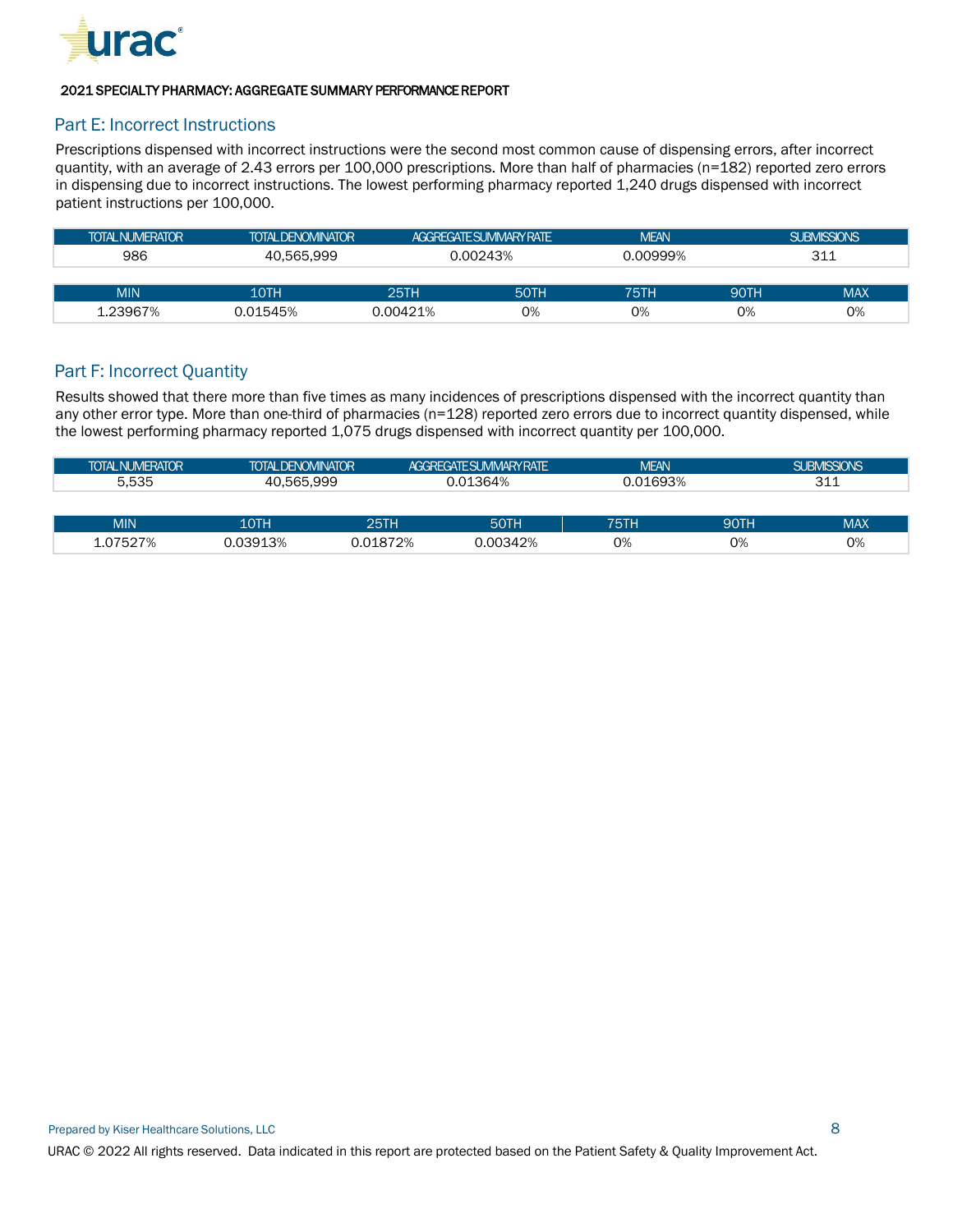## Part E: Incorrect Instructions

Prescriptions dispensed with incorrect instructions were the second most common cause of dispensing errors, after incorrect quantity, with an average of 2.43 errors per 100,000 prescriptions. More than half of pharmacies (n=182) reported zero errors in dispensing due to incorrect instructions. The lowest performing pharmacy reported 1,240 drugs dispensed with incorrect patient instructions per 100,000.

| TOTAL NUMERATOR | TOTAL DENOMINATOR | AGGREGATE SUMMARY RATE | MEAN | SUBMISSIONS |
|---|---|---|---|---|
| 986 | 40,565,999 | 0.00243% | 0.00999% | 311 |

| MIN | 10TH | 25TH | 50TH | 75TH | 90TH | MAX |
|---|---|---|---|---|---|---|
| 1.23967% | 0.01545% | 0.00421% | 0% | 0% | 0% | 0% |

## Part F: Incorrect Quantity

Results showed that there more than five times as many incidences of prescriptions dispensed with the incorrect quantity than any other error type. More than one-third of pharmacies (n=128) reported zero errors due to incorrect quantity dispensed, while the lowest performing pharmacy reported 1,075 drugs dispensed with incorrect quantity per 100,000.

| TOTAL NUMERATOR | TOTAL DENOMINATOR | AGGREGATE SUMMARY RATE | MEAN | SUBMISSIONS |
|---|---|---|---|---|
| 5,535 | 40,565,999 | 0.01364% | 0.01693% | 311 |

| MIN | 10TH | 25TH | 50TH | 75TH | 90TH | MAX |
|---|---|---|---|---|---|---|
| 1.07527% | 0.03913% | 0.01872% | 0.00342% | 0% | 0% | 0% |

Prepared by Kiser Healthcare Solutions, LLC

URAC © 2022 All rights reserved. Data indicated in this report are protected based on the Patient Safety & Quality Improvement Act.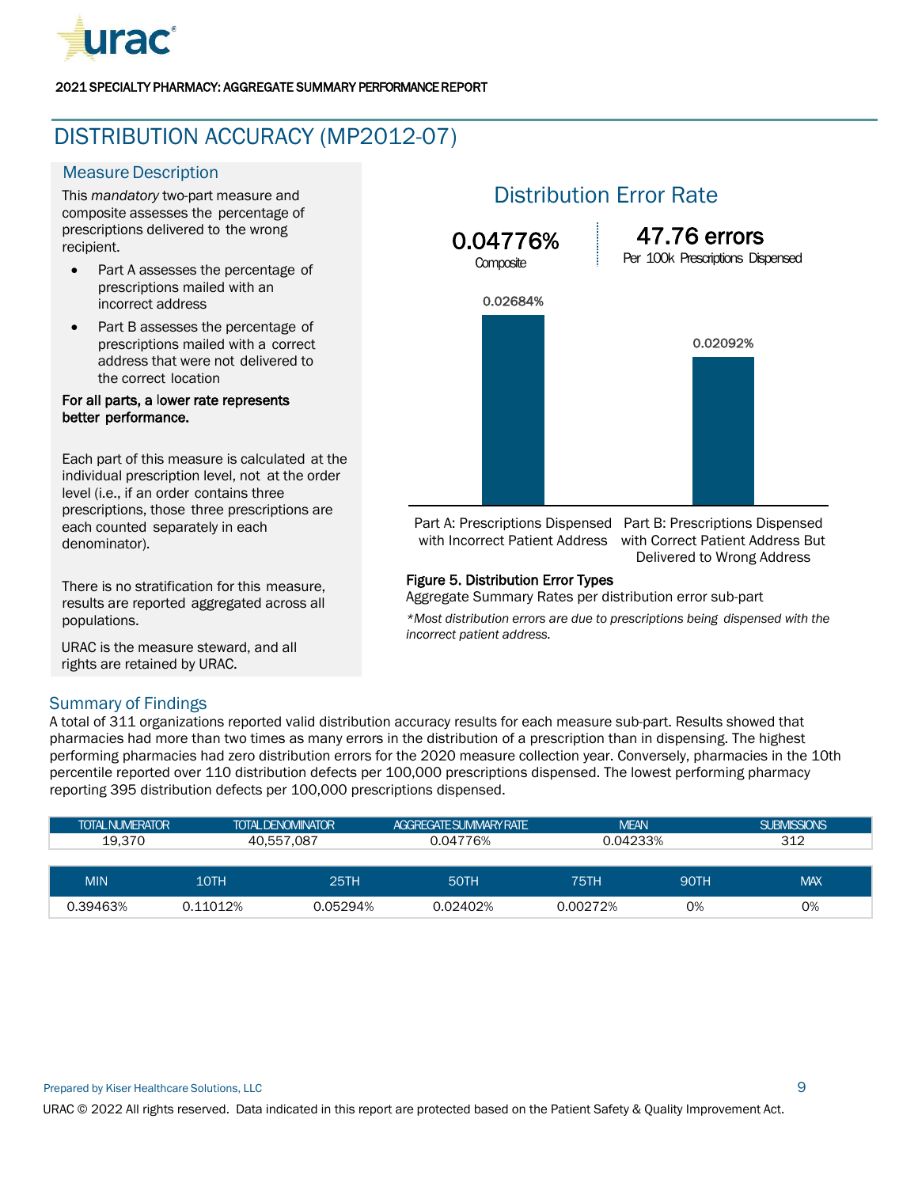2021 SPECIALTY PHARMACY: AGGREGATE SUMMARY PERFORMANCE REPORT

# DISTRIBUTION ACCURACY (MP2012-07)

## Measure Description

This *mandatory* two-part measure and composite assesses the percentage of prescriptions delivered to the wrong recipient.

- Part A assesses the percentage of prescriptions mailed with an incorrect address
- Part B assesses the percentage of prescriptions mailed with a correct address that were not delivered to the correct location

**For all parts, a lower rate represents better performance.**

Each part of this measure is calculated at the individual prescription level, not at the order level (i.e., if an order contains three prescriptions, those three prescriptions are each counted separately in each denominator).

There is no stratification for this measure, results are reported aggregated across all populations.

URAC is the measure steward, and all rights are retained by URAC.

## Distribution Error Rate

**0.04776%** Composite

**47.76 errors** Per 100k Prescriptions Dispensed

| Part | Rate |
|---|---|
| Part A: Prescriptions Dispensed with Incorrect Patient Address | 0.02684% |
| Part B: Prescriptions Dispensed with Correct Patient Address But Delivered to Wrong Address | 0.02092% |

**Figure 5. Distribution Error Types**

Aggregate Summary Rates per distribution error sub-part

*\*Most distribution errors are due to prescriptions being dispensed with the incorrect patient address.*

## Summary of Findings

A total of 311 organizations reported valid distribution accuracy results for each measure sub-part. Results showed that pharmacies had more than two times as many errors in the distribution of a prescription than in dispensing. The highest performing pharmacies had zero distribution errors for the 2020 measure collection year. Conversely, pharmacies in the 10th percentile reported over 110 distribution defects per 100,000 prescriptions dispensed. The lowest performing pharmacy reporting 395 distribution defects per 100,000 prescriptions dispensed.

| TOTAL NUMERATOR | TOTAL DENOMINATOR | AGGREGATE SUMMARY RATE | MEAN | SUBMISSIONS |
|---|---|---|---|---|
| 19,370 | 40,557,087 | 0.04776% | 0.04233% | 312 |

| MIN | 10TH | 25TH | 50TH | 75TH | 90TH | MAX |
|---|---|---|---|---|---|---|
| 0.39463% | 0.11012% | 0.05294% | 0.02402% | 0.00272% | 0% | 0% |

Prepared by Kiser Healthcare Solutions, LLC

URAC © 2022 All rights reserved. Data indicated in this report are protected based on the Patient Safety & Quality Improvement Act.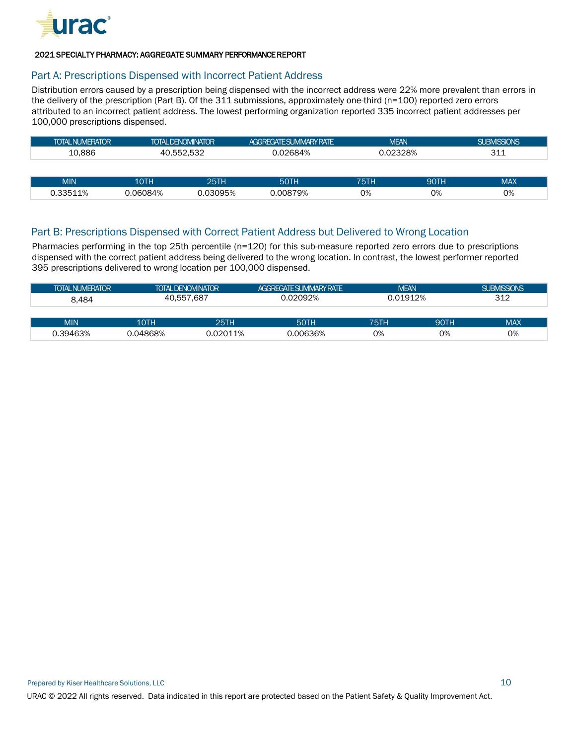2021 SPECIALTY PHARMACY: AGGREGATE SUMMARY PERFORMANCE REPORT

## Part A: Prescriptions Dispensed with Incorrect Patient Address

Distribution errors caused by a prescription being dispensed with the incorrect address were 22% more prevalent than errors in the delivery of the prescription (Part B). Of the 311 submissions, approximately one-third (n=100) reported zero errors attributed to an incorrect patient address. The lowest performing organization reported 335 incorrect patient addresses per 100,000 prescriptions dispensed.

| TOTAL NUMERATOR | TOTAL DENOMINATOR | AGGREGATE SUMMARY RATE | MEAN | SUBMISSIONS |
|---|---|---|---|---|
| 10,886 | 40,552,532 | 0.02684% | 0.02328% | 311 |

| MIN | 10TH | 25TH | 50TH | 75TH | 90TH | MAX |
|---|---|---|---|---|---|---|
| 0.33511% | 0.06084% | 0.03095% | 0.00879% | 0% | 0% | 0% |

## Part B: Prescriptions Dispensed with Correct Patient Address but Delivered to Wrong Location

Pharmacies performing in the top 25th percentile (n=120) for this sub-measure reported zero errors due to prescriptions dispensed with the correct patient address being delivered to the wrong location. In contrast, the lowest performer reported 395 prescriptions delivered to wrong location per 100,000 dispensed.

| TOTAL NUMERATOR | TOTAL DENOMINATOR | AGGREGATE SUMMARY RATE | MEAN | SUBMISSIONS |
|---|---|---|---|---|
| 8,484 | 40,557,687 | 0.02092% | 0.01912% | 312 |

| MIN | 10TH | 25TH | 50TH | 75TH | 90TH | MAX |
|---|---|---|---|---|---|---|
| 0.39463% | 0.04868% | 0.02011% | 0.00636% | 0% | 0% | 0% |

Prepared by Kiser Healthcare Solutions, LLC

URAC © 2022 All rights reserved. Data indicated in this report are protected based on the Patient Safety & Quality Improvement Act.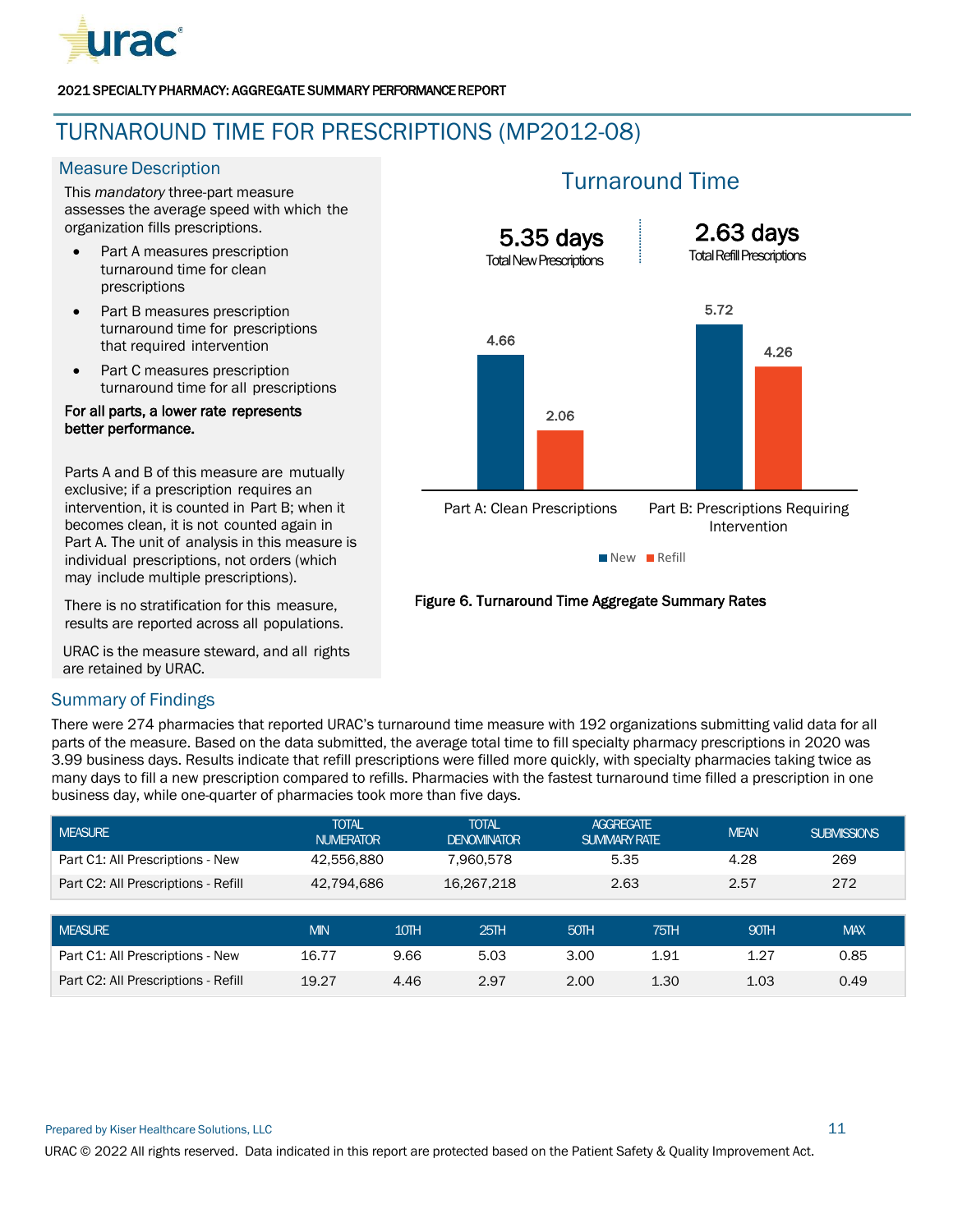# TURNAROUND TIME FOR PRESCRIPTIONS (MP2012-08)

## Measure Description

This *mandatory* three-part measure assesses the average speed with which the organization fills prescriptions.

- Part A measures prescription turnaround time for clean prescriptions
- Part B measures prescription turnaround time for prescriptions that required intervention
- Part C measures prescription turnaround time for all prescriptions

**For all parts, a lower rate represents better performance.**

Parts A and B of this measure are mutually exclusive; if a prescription requires an intervention, it is counted in Part B; when it becomes clean, it is not counted again in Part A. The unit of analysis in this measure is individual prescriptions, not orders (which may include multiple prescriptions).

There is no stratification for this measure, results are reported across all populations.

URAC is the measure steward, and all rights are retained by URAC.

## Turnaround Time

**5.35 days** Total New Prescriptions

**2.63 days** Total Refill Prescriptions

| | New | Refill |
|---|---|---|
| Part A: Clean Prescriptions | 4.66 | 2.06 |
| Part B: Prescriptions Requiring Intervention | 5.72 | 4.26 |

**Figure 6. Turnaround Time Aggregate Summary Rates**

## Summary of Findings

There were 274 pharmacies that reported URAC's turnaround time measure with 192 organizations submitting valid data for all parts of the measure. Based on the data submitted, the average total time to fill specialty pharmacy prescriptions in 2020 was 3.99 business days. Results indicate that refill prescriptions were filled more quickly, with specialty pharmacies taking twice as many days to fill a new prescription compared to refills. Pharmacies with the fastest turnaround time filled a prescription in one business day, while one-quarter of pharmacies took more than five days.

| MEASURE | TOTAL NUMERATOR | TOTAL DENOMINATOR | AGGREGATE SUMMARY RATE | MEAN | SUBMISSIONS |
|---|---|---|---|---|---|
| Part C1: All Prescriptions - New | 42,556,880 | 7,960,578 | 5.35 | 4.28 | 269 |
| Part C2: All Prescriptions - Refill | 42,794,686 | 16,267,218 | 2.63 | 2.57 | 272 |

| MEASURE | MIN | 10TH | 25TH | 50TH | 75TH | 90TH | MAX |
|---|---|---|---|---|---|---|---|
| Part C1: All Prescriptions - New | 16.77 | 9.66 | 5.03 | 3.00 | 1.91 | 1.27 | 0.85 |
| Part C2: All Prescriptions - Refill | 19.27 | 4.46 | 2.97 | 2.00 | 1.30 | 1.03 | 0.49 |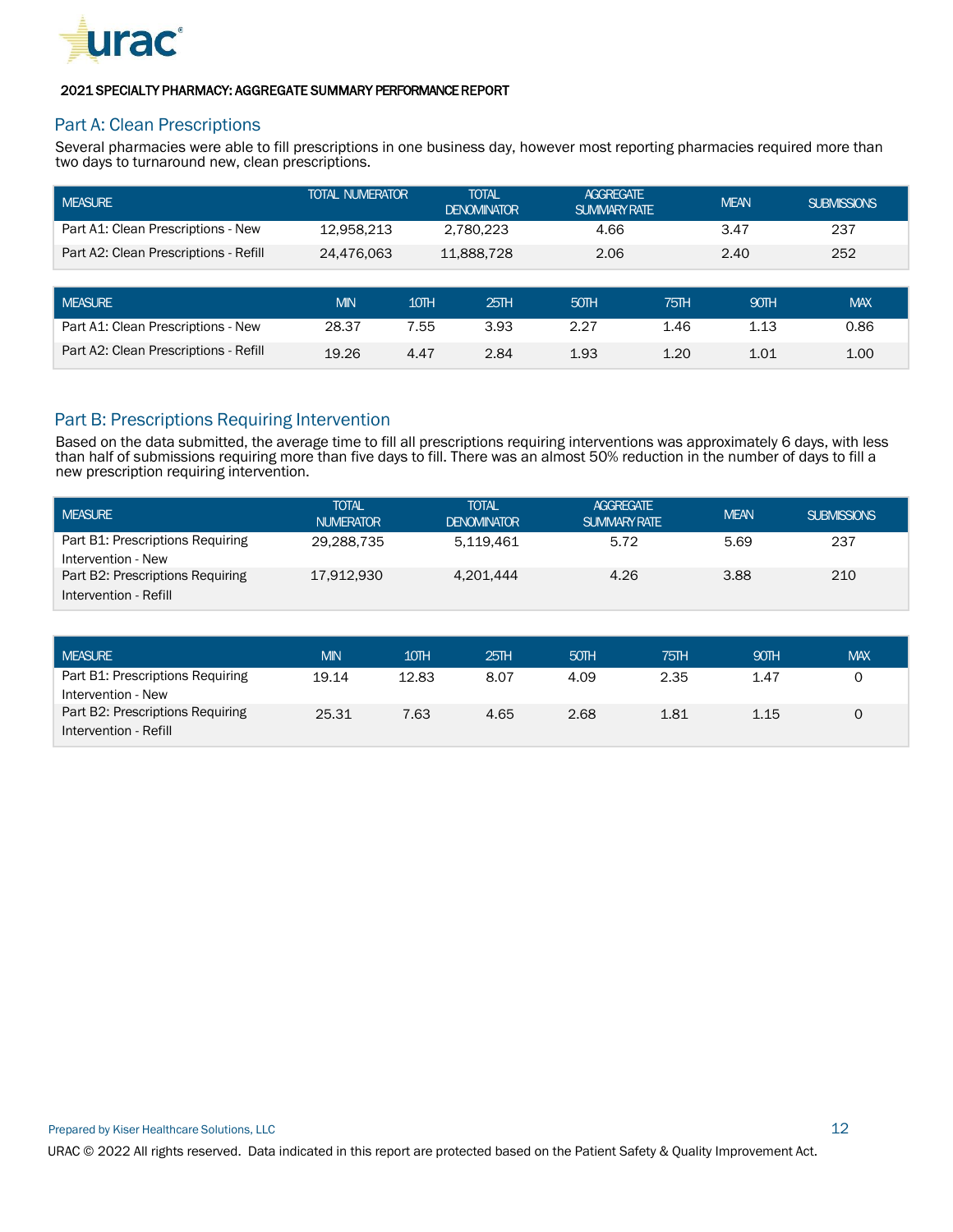2021 SPECIALTY PHARMACY: AGGREGATE SUMMARY PERFORMANCE REPORT

## Part A: Clean Prescriptions

Several pharmacies were able to fill prescriptions in one business day, however most reporting pharmacies required more than two days to turnaround new, clean prescriptions.

| MEASURE | TOTAL NUMERATOR | TOTAL DENOMINATOR | AGGREGATE SUMMARY RATE | MEAN | SUBMISSIONS |
|---|---|---|---|---|---|
| Part A1: Clean Prescriptions - New | 12,958,213 | 2,780,223 | 4.66 | 3.47 | 237 |
| Part A2: Clean Prescriptions - Refill | 24,476,063 | 11,888,728 | 2.06 | 2.40 | 252 |

| MEASURE | MIN | 10TH | 25TH | 50TH | 75TH | 90TH | MAX |
|---|---|---|---|---|---|---|---|
| Part A1: Clean Prescriptions - New | 28.37 | 7.55 | 3.93 | 2.27 | 1.46 | 1.13 | 0.86 |
| Part A2: Clean Prescriptions - Refill | 19.26 | 4.47 | 2.84 | 1.93 | 1.20 | 1.01 | 1.00 |

## Part B: Prescriptions Requiring Intervention

Based on the data submitted, the average time to fill all prescriptions requiring interventions was approximately 6 days, with less than half of submissions requiring more than five days to fill. There was an almost 50% reduction in the number of days to fill a new prescription requiring intervention.

| MEASURE | TOTAL NUMERATOR | TOTAL DENOMINATOR | AGGREGATE SUMMARY RATE | MEAN | SUBMISSIONS |
|---|---|---|---|---|---|
| Part B1: Prescriptions Requiring Intervention - New | 29,288,735 | 5,119,461 | 5.72 | 5.69 | 237 |
| Part B2: Prescriptions Requiring Intervention - Refill | 17,912,930 | 4,201,444 | 4.26 | 3.88 | 210 |

| MEASURE | MIN | 10TH | 25TH | 50TH | 75TH | 90TH | MAX |
|---|---|---|---|---|---|---|---|
| Part B1: Prescriptions Requiring Intervention - New | 19.14 | 12.83 | 8.07 | 4.09 | 2.35 | 1.47 | 0 |
| Part B2: Prescriptions Requiring Intervention - Refill | 25.31 | 7.63 | 4.65 | 2.68 | 1.81 | 1.15 | 0 |

Prepared by Kiser Healthcare Solutions, LLC

URAC © 2022 All rights reserved. Data indicated in this report are protected based on the Patient Safety & Quality Improvement Act.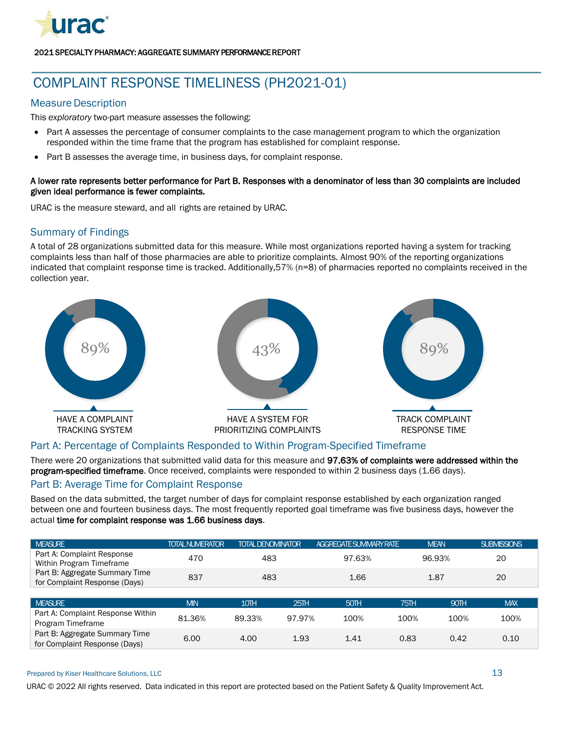2021 SPECIALTY PHARMACY: AGGREGATE SUMMARY PERFORMANCE REPORT

# COMPLAINT RESPONSE TIMELINESS (PH2021-01)

## Measure Description

This *exploratory* two-part measure assesses the following:

- Part A assesses the percentage of consumer complaints to the case management program to which the organization responded within the time frame that the program has established for complaint response.
- Part B assesses the average time, in business days, for complaint response.

**A lower rate represents better performance for Part B. Responses with a denominator of less than 30 complaints are included given ideal performance is fewer complaints.**

URAC is the measure steward, and all rights are retained by URAC.

## Summary of Findings

A total of 28 organizations submitted data for this measure. While most organizations reported having a system for tracking complaints less than half of those pharmacies are able to prioritize complaints. Almost 90% of the reporting organizations indicated that complaint response time is tracked. Additionally,57% (n=8) of pharmacies reported no complaints received in the collection year.

89%

HAVE A COMPLAINT TRACKING SYSTEM

43%

HAVE A SYSTEM FOR PRIORITIZING COMPLAINTS

89%

TRACK COMPLAINT RESPONSE TIME

## Part A: Percentage of Complaints Responded to Within Program-Specified Timeframe

There were 20 organizations that submitted valid data for this measure and **97.63% of complaints were addressed within the program-specified timeframe**. Once received, complaints were responded to within 2 business days (1.66 days).

## Part B: Average Time for Complaint Response

Based on the data submitted, the target number of days for complaint response established by each organization ranged between one and fourteen business days. The most frequently reported goal timeframe was five business days, however the actual **time for complaint response was 1.66 business days**.

| MEASURE | TOTAL NUMERATOR | TOTAL DENOMINATOR | AGGREGATE SUMMARY RATE | MEAN | SUBMISSIONS |
|---|---|---|---|---|---|
| Part A: Complaint Response Within Program Timeframe | 470 | 483 | 97.63% | 96.93% | 20 |
| Part B: Aggregate Summary Time for Complaint Response (Days) | 837 | 483 | 1.66 | 1.87 | 20 |

| MEASURE | MIN | 10TH | 25TH | 50TH | 75TH | 90TH | MAX |
|---|---|---|---|---|---|---|---|
| Part A: Complaint Response Within Program Timeframe | 81.36% | 89.33% | 97.97% | 100% | 100% | 100% | 100% |
| Part B: Aggregate Summary Time for Complaint Response (Days) | 6.00 | 4.00 | 1.93 | 1.41 | 0.83 | 0.42 | 0.10 |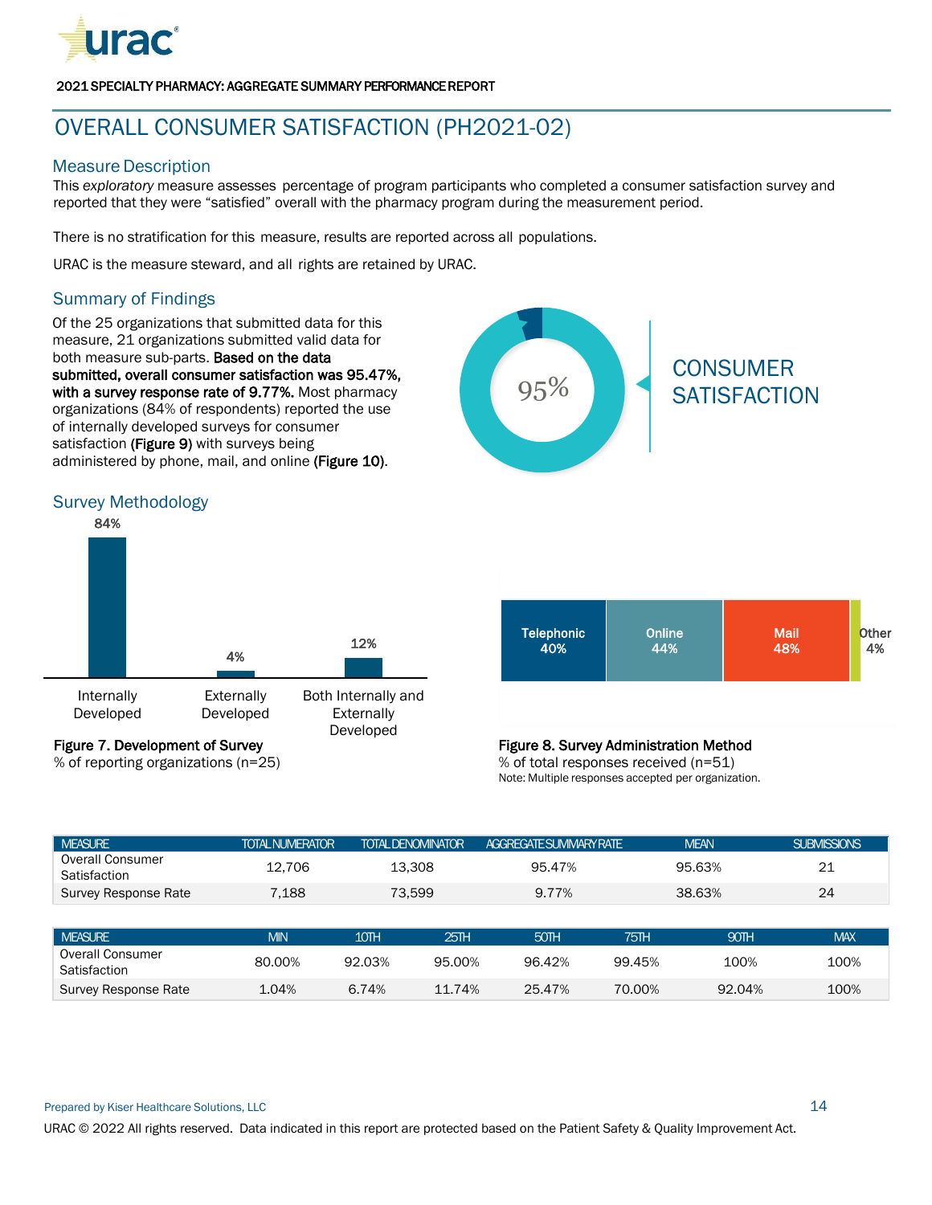2021 SPECIALTY PHARMACY: AGGREGATE SUMMARY PERFORMANCE REPORT

# OVERALL CONSUMER SATISFACTION (PH2021-02)

## Measure Description

This *exploratory* measure assesses percentage of program participants who completed a consumer satisfaction survey and reported that they were "satisfied" overall with the pharmacy program during the measurement period.

There is no stratification for this measure, results are reported across all populations.

URAC is the measure steward, and all rights are retained by URAC.

## Summary of Findings

Of the 25 organizations that submitted data for this measure, 21 organizations submitted valid data for both measure sub-parts. **Based on the data submitted, overall consumer satisfaction was 95.47%, with a survey response rate of 9.77%.** Most pharmacy organizations (84% of respondents) reported the use of internally developed surveys for consumer satisfaction **(Figure 9)** with surveys being administered by phone, mail, and online **(Figure 10)**.

95%

CONSUMER SATISFACTION

## Survey Methodology

84%
4%
12%
Internally Developed
Externally Developed
Both Internally and Externally Developed

**Figure 7. Development of Survey**
% of reporting organizations (n=25)

Telephonic 40%
Online 44%
Mail 48%
Other 4%

**Figure 8. Survey Administration Method**
% of total responses received (n=51)
Note: Multiple responses accepted per organization.

| MEASURE | TOTAL NUMERATOR | TOTAL DENOMINATOR | AGGREGATE SUMMARY RATE | MEAN | SUBMISSIONS |
|---|---|---|---|---|---|
| Overall Consumer Satisfaction | 12,706 | 13,308 | 95.47% | 95.63% | 21 |
| Survey Response Rate | 7,188 | 73,599 | 9.77% | 38.63% | 24 |

| MEASURE | MIN | 10TH | 25TH | 50TH | 75TH | 90TH | MAX |
|---|---|---|---|---|---|---|---|
| Overall Consumer Satisfaction | 80.00% | 92.03% | 95.00% | 96.42% | 99.45% | 100% | 100% |
| Survey Response Rate | 1.04% | 6.74% | 11.74% | 25.47% | 70.00% | 92.04% | 100% |

Prepared by Kiser Healthcare Solutions, LLC

URAC © 2022 All rights reserved. Data indicated in this report are protected based on the Patient Safety & Quality Improvement Act.